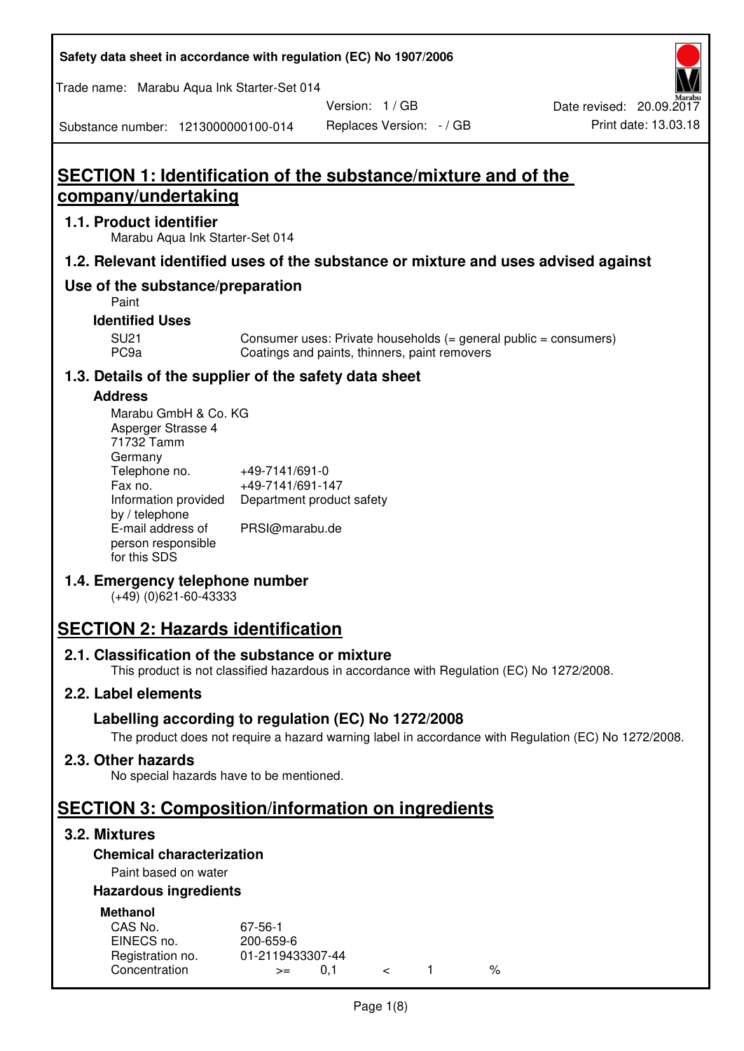# SECTION 1: Identification of the substance/mixture and of the company/undertaking

## 1.1. Product identifier

Marabu Aqua Ink Starter-Set 014

## 1.2. Relevant identified uses of the substance or mixture and uses advised against

### Use of the substance/preparation

Paint

**Identified Uses**

| | |
|---|---|
| SU21 | Consumer uses: Private households (= general public = consumers) |
| PC9a | Coatings and paints, thinners, paint removers |

## 1.3. Details of the supplier of the safety data sheet

**Address**

Marabu GmbH & Co. KG
Asperger Strasse 4
71732 Tamm
Germany

| | |
|---|---|
| Telephone no. | +49-7141/691-0 |
| Fax no. | +49-7141/691-147 |
| Information provided by / telephone | Department product safety |
| E-mail address of person responsible for this SDS | PRSI@marabu.de |

## 1.4. Emergency telephone number

(+49) (0)621-60-43333

# SECTION 2: Hazards identification

## 2.1. Classification of the substance or mixture

This product is not classified hazardous in accordance with Regulation (EC) No 1272/2008.

## 2.2. Label elements

### Labelling according to regulation (EC) No 1272/2008

The product does not require a hazard warning label in accordance with Regulation (EC) No 1272/2008.

## 2.3. Other hazards

No special hazards have to be mentioned.

# SECTION 3: Composition/information on ingredients

## 3.2. Mixtures

**Chemical characterization**

Paint based on water

**Hazardous ingredients**

**Methanol**

| | |
|---|---|
| CAS No. | 67-56-1 |
| EINECS no. | 200-659-6 |
| Registration no. | 01-2119433307-44 |
| Concentration | >= 0,1 < 1 % |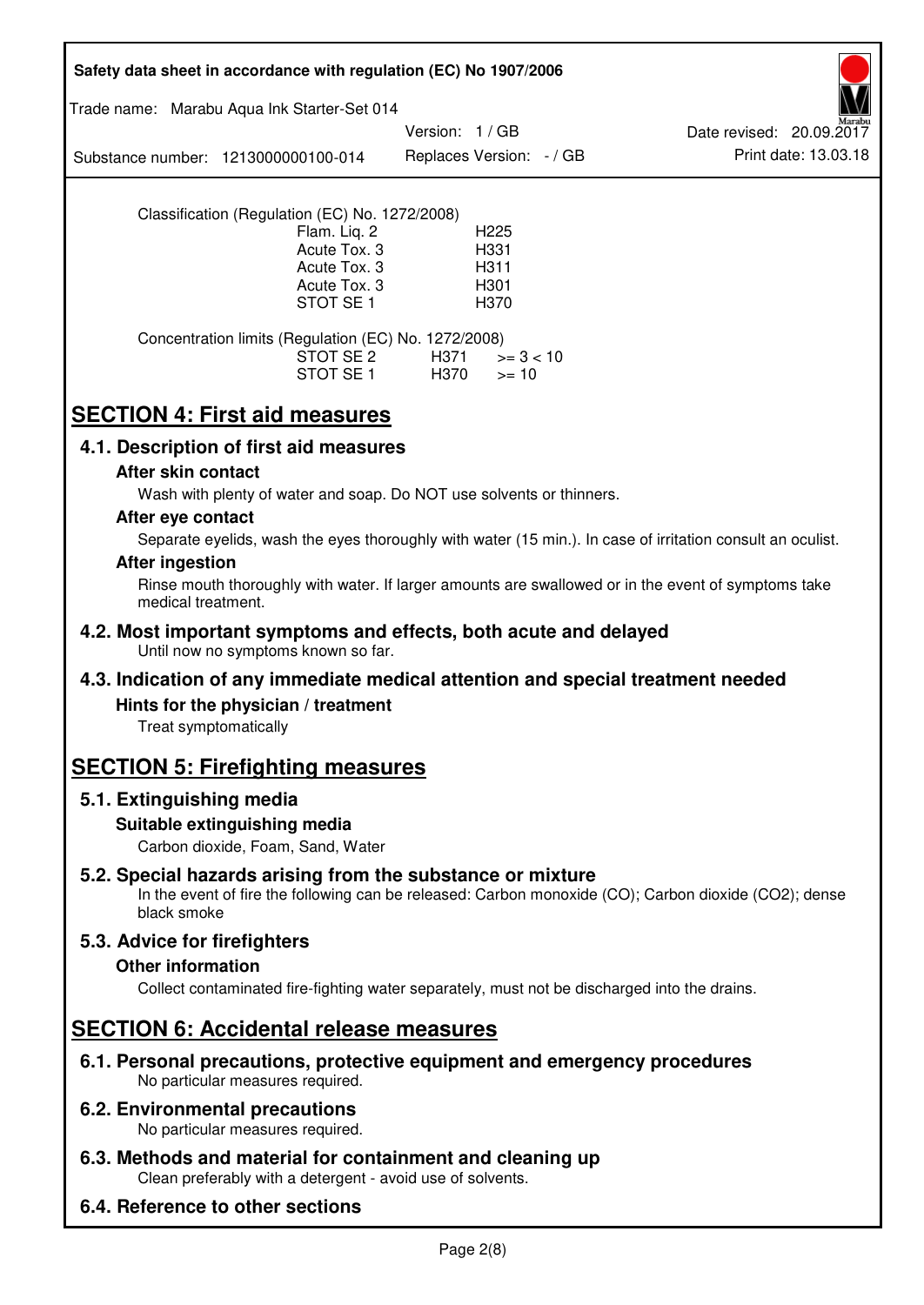Classification (Regulation (EC) No. 1272/2008)

| | |
|---|---|
| Flam. Liq. 2 | H225 |
| Acute Tox. 3 | H331 |
| Acute Tox. 3 | H311 |
| Acute Tox. 3 | H301 |
| STOT SE 1 | H370 |

Concentration limits (Regulation (EC) No. 1272/2008)

| | | |
|---|---|---|
| STOT SE 2 | H371 | >= 3 < 10 |
| STOT SE 1 | H370 | >= 10 |

# SECTION 4: First aid measures

## 4.1. Description of first aid measures

### After skin contact

Wash with plenty of water and soap. Do NOT use solvents or thinners.

### After eye contact

Separate eyelids, wash the eyes thoroughly with water (15 min.). In case of irritation consult an oculist.

### After ingestion

Rinse mouth thoroughly with water. If larger amounts are swallowed or in the event of symptoms take medical treatment.

## 4.2. Most important symptoms and effects, both acute and delayed

Until now no symptoms known so far.

## 4.3. Indication of any immediate medical attention and special treatment needed

### Hints for the physician / treatment

Treat symptomatically

# SECTION 5: Firefighting measures

## 5.1. Extinguishing media

### Suitable extinguishing media

Carbon dioxide, Foam, Sand, Water

## 5.2. Special hazards arising from the substance or mixture

In the event of fire the following can be released: Carbon monoxide (CO); Carbon dioxide ($CO_2$); dense black smoke

## 5.3. Advice for firefighters

### Other information

Collect contaminated fire-fighting water separately, must not be discharged into the drains.

# SECTION 6: Accidental release measures

## 6.1. Personal precautions, protective equipment and emergency procedures

No particular measures required.

## 6.2. Environmental precautions

No particular measures required.

## 6.3. Methods and material for containment and cleaning up

Clean preferably with a detergent - avoid use of solvents.

## 6.4. Reference to other sections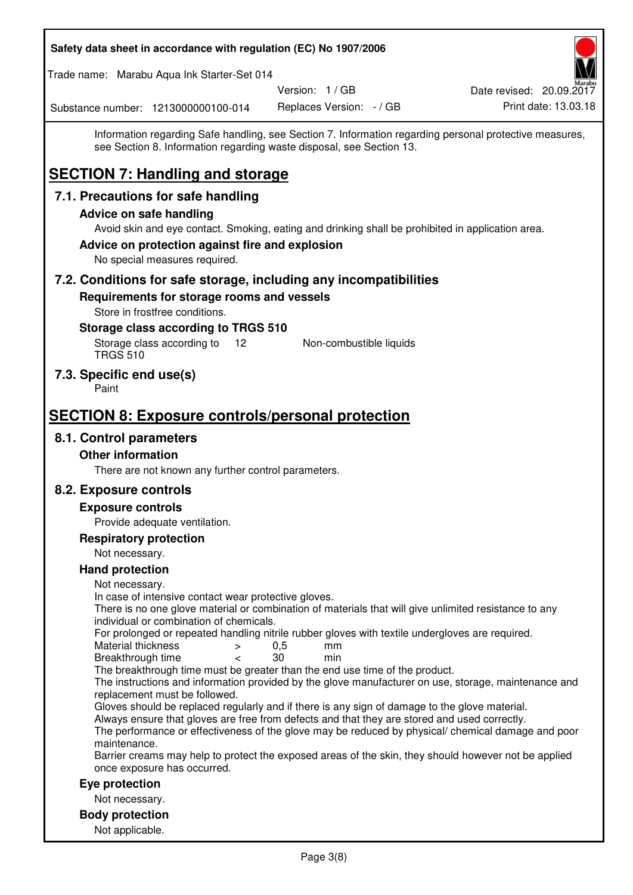Information regarding Safe handling, see Section 7. Information regarding personal protective measures, see Section 8. Information regarding waste disposal, see Section 13.

# SECTION 7: Handling and storage

## 7.1. Precautions for safe handling

### Advice on safe handling

Avoid skin and eye contact. Smoking, eating and drinking shall be prohibited in application area.

### Advice on protection against fire and explosion

No special measures required.

## 7.2. Conditions for safe storage, including any incompatibilities

### Requirements for storage rooms and vessels

Store in frostfree conditions.

### Storage class according to TRGS 510

| | | |
|---|---|---|
| Storage class according to TRGS 510 | 12 | Non-combustible liquids |

## 7.3. Specific end use(s)

Paint

# SECTION 8: Exposure controls/personal protection

## 8.1. Control parameters

### Other information

There are not known any further control parameters.

## 8.2. Exposure controls

### Exposure controls

Provide adequate ventilation.

### Respiratory protection

Not necessary.

### Hand protection

Not necessary.
In case of intensive contact wear protective gloves.
There is no one glove material or combination of materials that will give unlimited resistance to any individual or combination of chemicals.
For prolonged or repeated handling nitrile rubber gloves with textile undergloves are required.

| | | | |
|---|---|---|---|
| Material thickness | > | 0,5 | mm |
| Breakthrough time | < | 30 | min |

The breakthrough time must be greater than the end use time of the product.
The instructions and information provided by the glove manufacturer on use, storage, maintenance and replacement must be followed.
Gloves should be replaced regularly and if there is any sign of damage to the glove material.
Always ensure that gloves are free from defects and that they are stored and used correctly.
The performance or effectiveness of the glove may be reduced by physical/ chemical damage and poor maintenance.
Barrier creams may help to protect the exposed areas of the skin, they should however not be applied once exposure has occurred.

### Eye protection

Not necessary.

### Body protection

Not applicable.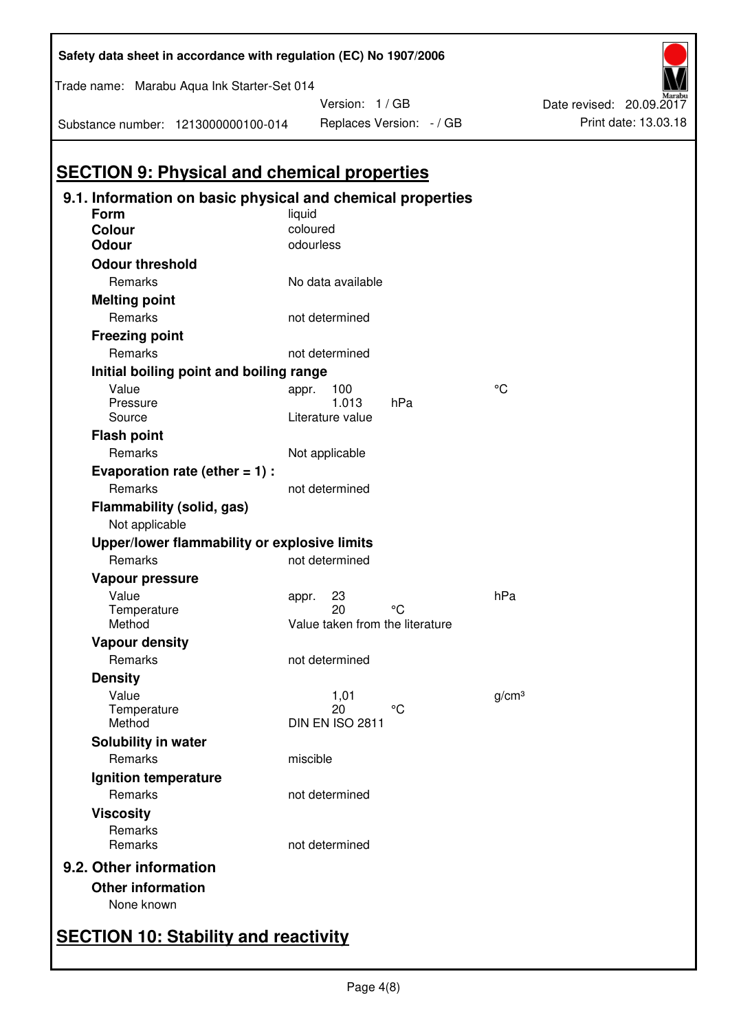## SECTION 9: Physical and chemical properties

### 9.1. Information on basic physical and chemical properties

| | | | |
|---|---|---|---|
| **Form** | liquid | | |
| **Colour** | coloured | | |
| **Odour** | odourless | | |
| **Odour threshold** | | | |
| Remarks | No data available | | |
| **Melting point** | | | |
| Remarks | not determined | | |
| **Freezing point** | | | |
| Remarks | not determined | | |
| **Initial boiling point and boiling range** | | | |
| Value | appr. 100 | | °C |
| Pressure | 1.013 | hPa | |
| Source | Literature value | | |
| **Flash point** | | | |
| Remarks | Not applicable | | |
| **Evaporation rate (ether = 1) :** | | | |
| Remarks | not determined | | |
| **Flammability (solid, gas)** | | | |
| Not applicable | | | |
| **Upper/lower flammability or explosive limits** | | | |
| Remarks | not determined | | |
| **Vapour pressure** | | | |
| Value | appr. 23 | | hPa |
| Temperature | 20 | °C | |
| Method | Value taken from the literature | | |
| **Vapour density** | | | |
| Remarks | not determined | | |
| **Density** | | | |
| Value | 1,01 | | g/cm³ |
| Temperature | 20 | °C | |
| Method | DIN EN ISO 2811 | | |
| **Solubility in water** | | | |
| Remarks | miscible | | |
| **Ignition temperature** | | | |
| Remarks | not determined | | |
| **Viscosity** | | | |
| Remarks | | | |
| Remarks | not determined | | |

### 9.2. Other information

**Other information**

None known

## SECTION 10: Stability and reactivity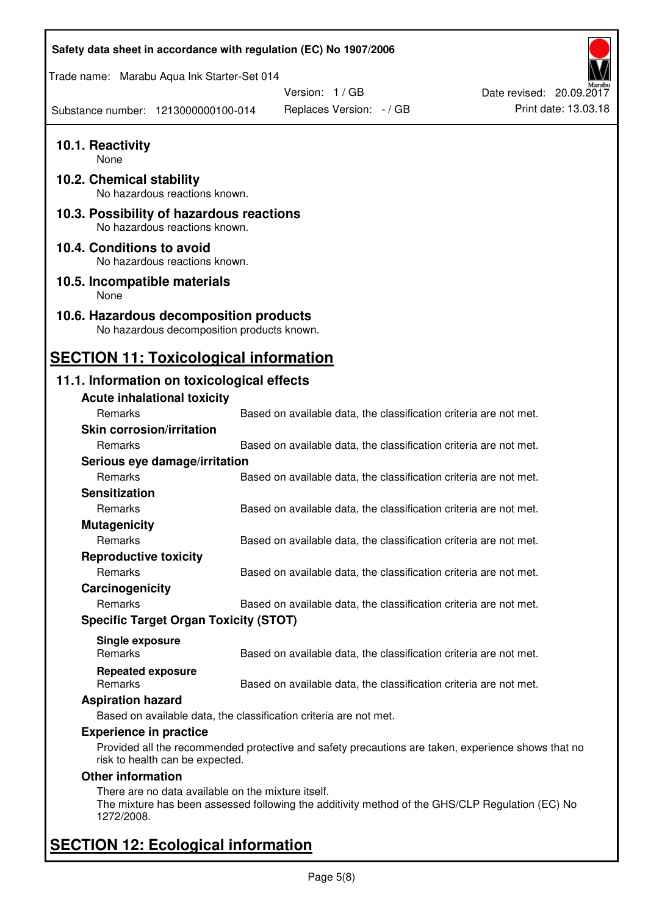### 10.1. Reactivity

None

### 10.2. Chemical stability

No hazardous reactions known.

### 10.3. Possibility of hazardous reactions

No hazardous reactions known.

### 10.4. Conditions to avoid

No hazardous reactions known.

### 10.5. Incompatible materials

None

### 10.6. Hazardous decomposition products

No hazardous decomposition products known.

## SECTION 11: Toxicological information

### 11.1. Information on toxicological effects

**Acute inhalational toxicity**

| | |
|---|---|
| Remarks | Based on available data, the classification criteria are not met. |

**Skin corrosion/irritation**

| | |
|---|---|
| Remarks | Based on available data, the classification criteria are not met. |

**Serious eye damage/irritation**

| | |
|---|---|
| Remarks | Based on available data, the classification criteria are not met. |

**Sensitization**

| | |
|---|---|
| Remarks | Based on available data, the classification criteria are not met. |

**Mutagenicity**

| | |
|---|---|
| Remarks | Based on available data, the classification criteria are not met. |

**Reproductive toxicity**

| | |
|---|---|
| Remarks | Based on available data, the classification criteria are not met. |

**Carcinogenicity**

| | |
|---|---|
| Remarks | Based on available data, the classification criteria are not met. |

**Specific Target Organ Toxicity (STOT)**

**Single exposure**

| | |
|---|---|
| Remarks | Based on available data, the classification criteria are not met. |

**Repeated exposure**

| | |
|---|---|
| Remarks | Based on available data, the classification criteria are not met. |

**Aspiration hazard**

Based on available data, the classification criteria are not met.

**Experience in practice**

Provided all the recommended protective and safety precautions are taken, experience shows that no risk to health can be expected.

**Other information**

There are no data available on the mixture itself.
The mixture has been assessed following the additivity method of the GHS/CLP Regulation (EC) No 1272/2008.

## SECTION 12: Ecological information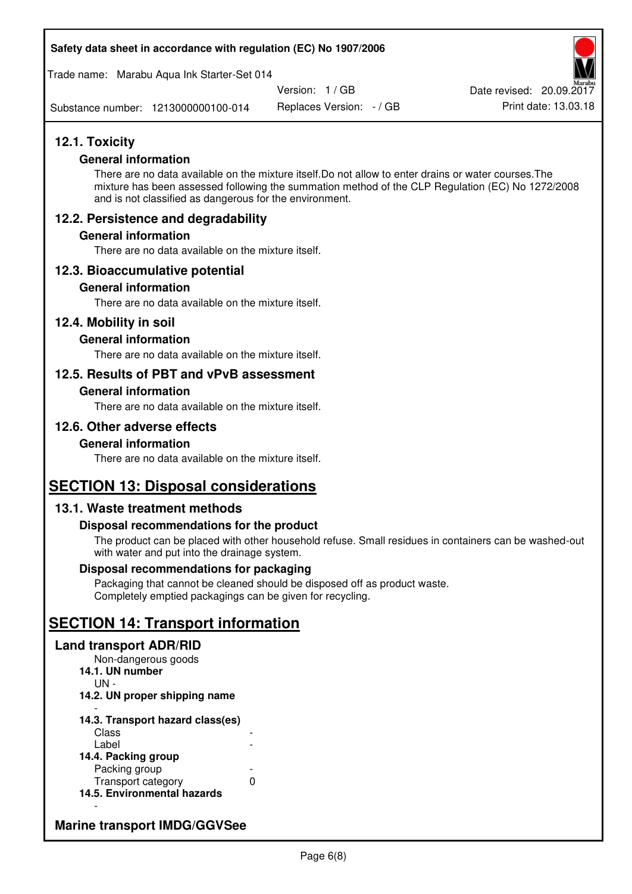## 12.1. Toxicity

### General information

There are no data available on the mixture itself.Do not allow to enter drains or water courses.The mixture has been assessed following the summation method of the CLP Regulation (EC) No 1272/2008 and is not classified as dangerous for the environment.

## 12.2. Persistence and degradability

### General information

There are no data available on the mixture itself.

## 12.3. Bioaccumulative potential

### General information

There are no data available on the mixture itself.

## 12.4. Mobility in soil

### General information

There are no data available on the mixture itself.

## 12.5. Results of PBT and vPvB assessment

### General information

There are no data available on the mixture itself.

## 12.6. Other adverse effects

### General information

There are no data available on the mixture itself.

# SECTION 13: Disposal considerations

## 13.1. Waste treatment methods

### Disposal recommendations for the product

The product can be placed with other household refuse. Small residues in containers can be washed-out with water and put into the drainage system.

### Disposal recommendations for packaging

Packaging that cannot be cleaned should be disposed off as product waste.
Completely emptied packagings can be given for recycling.

# SECTION 14: Transport information

## Land transport ADR/RID

Non-dangerous goods

**14.1. UN number**

UN -

**14.2. UN proper shipping name**

-

**14.3. Transport hazard class(es)**

| | |
|---|---|
| Class | - |
| Label | - |

**14.4. Packing group**

| | |
|---|---|
| Packing group | - |
| Transport category | 0 |

**14.5. Environmental hazards**

-

## Marine transport IMDG/GGVSee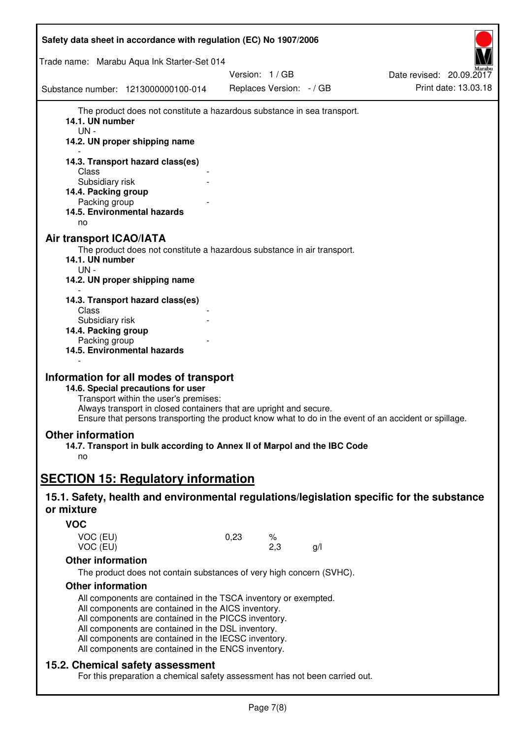The product does not constitute a hazardous substance in sea transport.

**14.1. UN number**

UN -

**14.2. UN proper shipping name**

-

**14.3. Transport hazard class(es)**

Class -

Subsidiary risk -

**14.4. Packing group**

Packing group -

**14.5. Environmental hazards**

no

## Air transport ICAO/IATA

The product does not constitute a hazardous substance in air transport.

**14.1. UN number**

UN -

**14.2. UN proper shipping name**

-

**14.3. Transport hazard class(es)**

Class -

Subsidiary risk -

**14.4. Packing group**

Packing group -

**14.5. Environmental hazards**

-

## Information for all modes of transport

**14.6. Special precautions for user**

Transport within the user's premises:
Always transport in closed containers that are upright and secure.
Ensure that persons transporting the product know what to do in the event of an accident or spillage.

## Other information

**14.7. Transport in bulk according to Annex II of Marpol and the IBC Code**

no

# SECTION 15: Regulatory information

## 15.1. Safety, health and environmental regulations/legislation specific for the substance or mixture

### VOC

| | | | |
|---|---|---|---|
| VOC (EU) | 0,23 | % | |
| VOC (EU) | | 2,3 | g/l |

### Other information

The product does not contain substances of very high concern (SVHC).

### Other information

All components are contained in the TSCA inventory or exempted.
All components are contained in the AICS inventory.
All components are contained in the PICCS inventory.
All components are contained in the DSL inventory.
All components are contained in the IECSC inventory.
All components are contained in the ENCS inventory.

## 15.2. Chemical safety assessment

For this preparation a chemical safety assessment has not been carried out.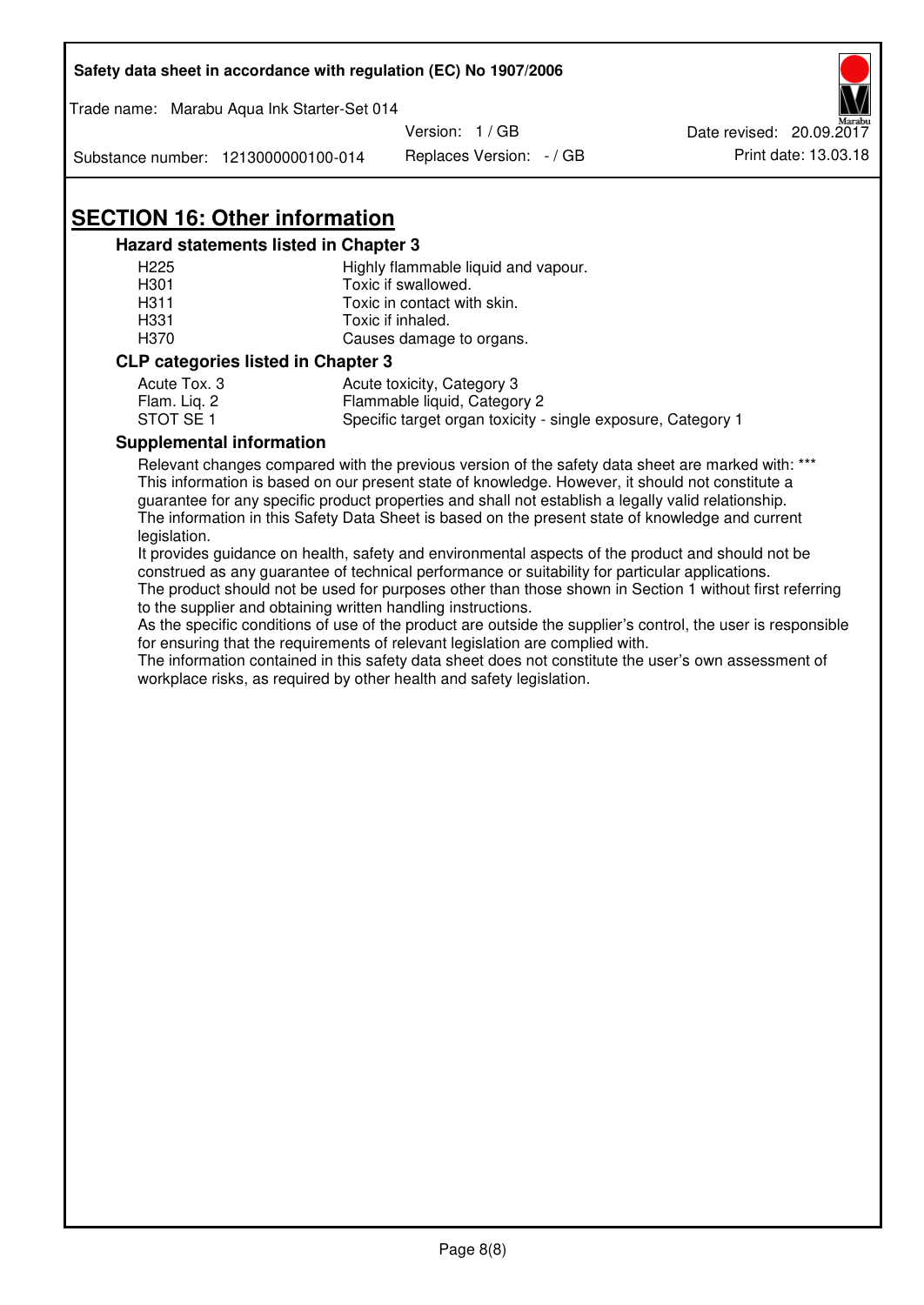## SECTION 16: Other information

### Hazard statements listed in Chapter 3

| | |
|---|---|
| H225 | Highly flammable liquid and vapour. |
| H301 | Toxic if swallowed. |
| H311 | Toxic in contact with skin. |
| H331 | Toxic if inhaled. |
| H370 | Causes damage to organs. |

### CLP categories listed in Chapter 3

| | |
|---|---|
| Acute Tox. 3 | Acute toxicity, Category 3 |
| Flam. Liq. 2 | Flammable liquid, Category 2 |
| STOT SE 1 | Specific target organ toxicity - single exposure, Category 1 |

### Supplemental information

Relevant changes compared with the previous version of the safety data sheet are marked with: ***
This information is based on our present state of knowledge. However, it should not constitute a guarantee for any specific product properties and shall not establish a legally valid relationship.
The information in this Safety Data Sheet is based on the present state of knowledge and current legislation.
It provides guidance on health, safety and environmental aspects of the product and should not be construed as any guarantee of technical performance or suitability for particular applications.
The product should not be used for purposes other than those shown in Section 1 without first referring to the supplier and obtaining written handling instructions.
As the specific conditions of use of the product are outside the supplier's control, the user is responsible for ensuring that the requirements of relevant legislation are complied with.
The information contained in this safety data sheet does not constitute the user's own assessment of workplace risks, as required by other health and safety legislation.